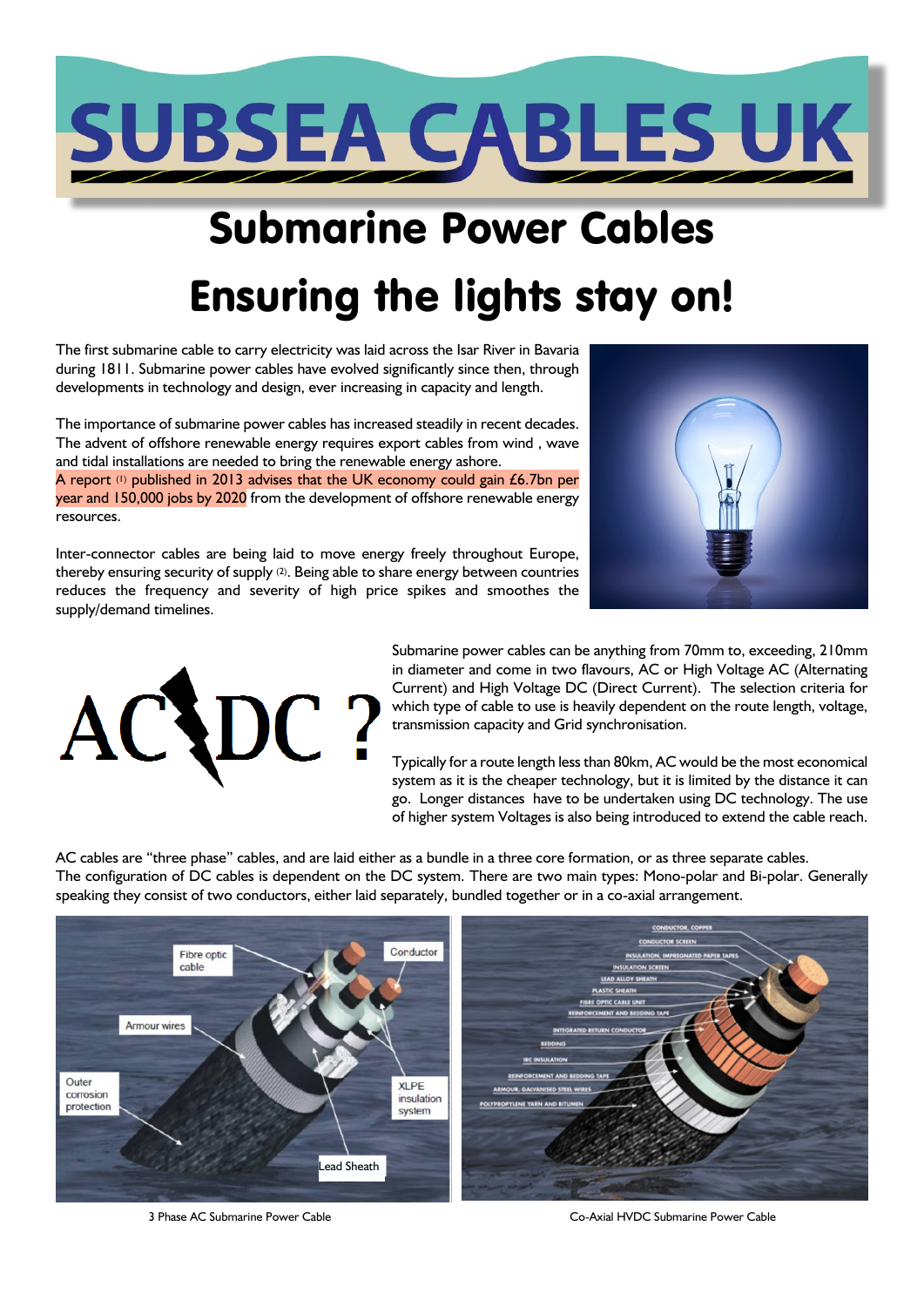# SUBSEA CABLES UK

## Submarine Power Cables

## Ensuring the lights stay on!

The first submarine cable to carry electricity was laid across the Isar River in Bavaria during 1811. Submarine power cables have evolved significantly since then, through developments in technology and design, ever increasing in capacity and length.

The importance of submarine power cables has increased steadily in recent decades. The advent of offshore renewable energy requires export cables from wind , wave and tidal installations are needed to bring the renewable energy ashore.
A report [1] published in 2013 advises that the UK economy could gain £6.7bn per year and 150,000 jobs by 2020 from the development of offshore renewable energy resources.

Inter-connector cables are being laid to move energy freely throughout Europe, thereby ensuring security of supply [2]. Being able to share energy between countries reduces the frequency and severity of high price spikes and smoothes the supply/demand timelines.

AC DC ?

Submarine power cables can be anything from 70mm to, exceeding, 210mm in diameter and come in two flavours, AC or High Voltage AC (Alternating Current) and High Voltage DC (Direct Current). The selection criteria for which type of cable to use is heavily dependent on the route length, voltage, transmission capacity and Grid synchronisation.

Typically for a route length less than 80km, AC would be the most economical system as it is the cheaper technology, but it is limited by the distance it can go. Longer distances have to be undertaken using DC technology. The use of higher system Voltages is also being introduced to extend the cable reach.

AC cables are "three phase" cables, and are laid either as a bundle in a three core formation, or as three separate cables.
The configuration of DC cables is dependent on the DC system. There are two main types: Mono-polar and Bi-polar. Generally speaking they consist of two conductors, either laid separately, bundled together or in a co-axial arrangement.

Fibre optic cable, Conductor, Armour wires, Outer corrosion protection, XLPE insulation system, Lead Sheath

3 Phase AC Submarine Power Cable

CONDUCTOR, COPPER; CONDUCTOR SCREEN; INSULATION, IMPREGNATED PAPER TAPES; INSULATION SCREEN; LEAD ALLOY SHEATH; PLASTIC SHEATH; FIBRE OPTIC CABLE UNIT; REINFORCEMENT AND BEDDING TAPE; INTEGRATED RETURN CONDUCTOR; BEDDING; IRC INSULATION; REINFORCEMENT AND BEDDING TAPE; ARMOUR, GALVANISED STEEL WIRES; POLYPROPYLENE YARN AND BITUMEN

Co-Axial HVDC Submarine Power Cable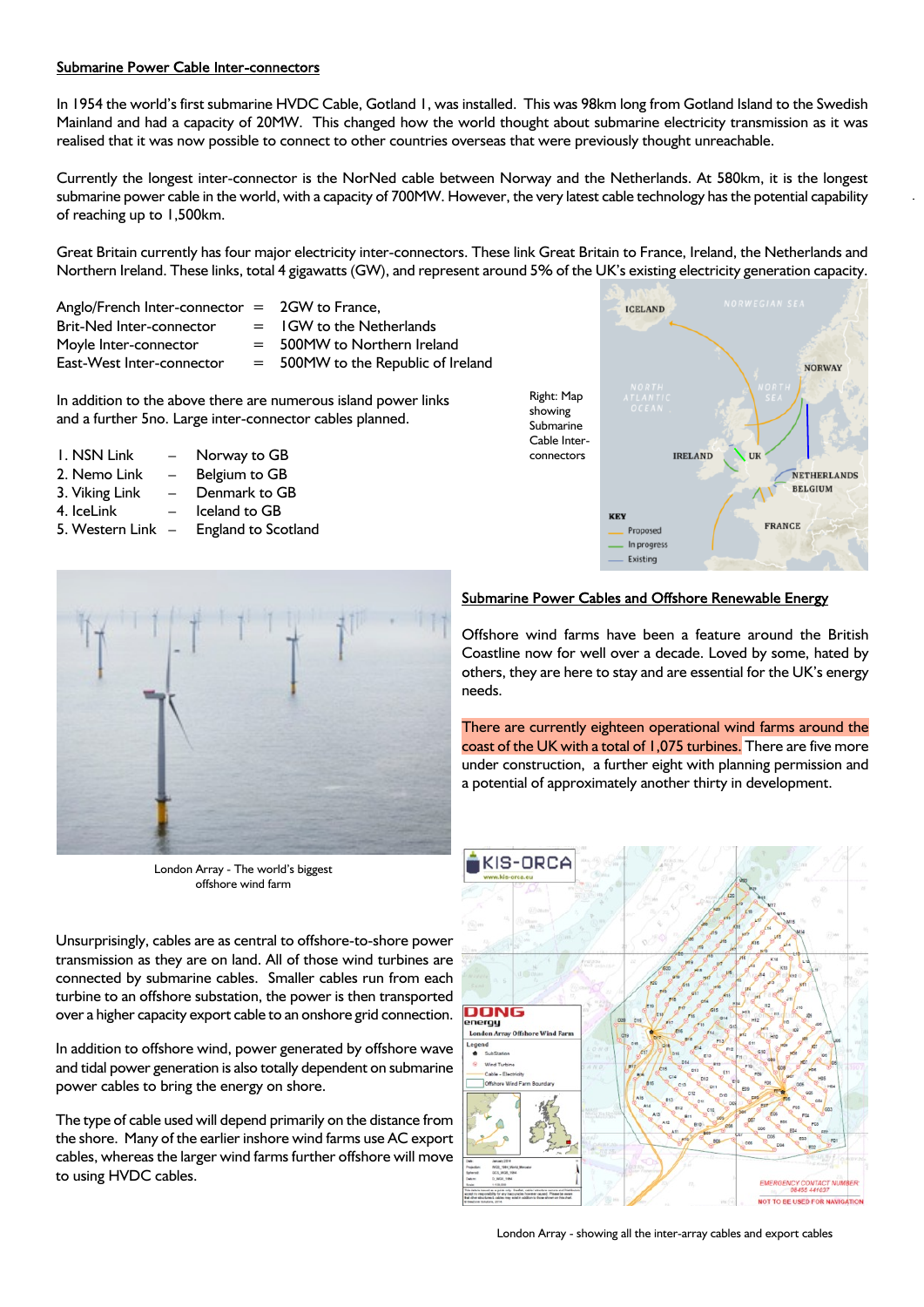## Submarine Power Cable Inter-connectors

In 1954 the world's first submarine HVDC Cable, Gotland 1, was installed. This was 98km long from Gotland Island to the Swedish Mainland and had a capacity of 20MW. This changed how the world thought about submarine electricity transmission as it was realised that it was now possible to connect to other countries overseas that were previously thought unreachable.

Currently the longest inter-connector is the NorNed cable between Norway and the Netherlands. At 580km, it is the longest submarine power cable in the world, with a capacity of 700MW. However, the very latest cable technology has the potential capability of reaching up to 1,500km.

Great Britain currently has four major electricity inter-connectors. These link Great Britain to France, Ireland, the Netherlands and Northern Ireland. These links, total 4 gigawatts (GW), and represent around 5% of the UK's existing electricity generation capacity.

| | | |
|---|---|---|
| Anglo/French Inter-connector | = | 2GW to France, |
| Brit-Ned Inter-connector | = | 1GW to the Netherlands |
| Moyle Inter-connector | = | 500MW to Northern Ireland |
| East-West Inter-connector | = | 500MW to the Republic of Ireland |

In addition to the above there are numerous island power links and a further 5no. Large inter-connector cables planned.

1. NSN Link – Norway to GB
2. Nemo Link – Belgium to GB
3. Viking Link – Denmark to GB
4. IceLink – Iceland to GB
5. Western Link – England to Scotland

Right: Map showing Submarine Cable Inter-connectors

London Array - The world's biggest offshore wind farm

## Submarine Power Cables and Offshore Renewable Energy

Offshore wind farms have been a feature around the British Coastline now for well over a decade. Loved by some, hated by others, they are here to stay and are essential for the UK's energy needs.

There are currently eighteen operational wind farms around the coast of the UK with a total of 1,075 turbines. There are five more under construction, a further eight with planning permission and a potential of approximately another thirty in development.

Unsurprisingly, cables are as central to offshore-to-shore power transmission as they are on land. All of those wind turbines are connected by submarine cables. Smaller cables run from each turbine to an offshore substation, the power is then transported over a higher capacity export cable to an onshore grid connection.

In addition to offshore wind, power generated by offshore wave and tidal power generation is also totally dependent on submarine power cables to bring the energy on shore.

The type of cable used will depend primarily on the distance from the shore. Many of the earlier inshore wind farms use AC export cables, whereas the larger wind farms further offshore will move to using HVDC cables.

London Array - showing all the inter-array cables and export cables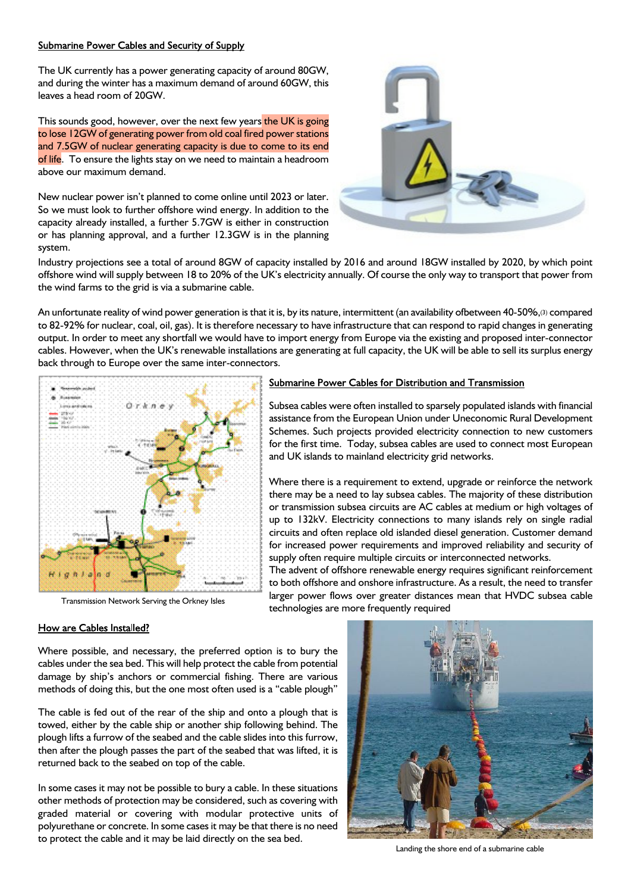## Submarine Power Cables and Security of Supply

The UK currently has a power generating capacity of around 80GW, and during the winter has a maximum demand of around 60GW, this leaves a head room of 20GW.

This sounds good, however, over the next few years the UK is going to lose 12GW of generating power from old coal fired power stations and 7.5GW of nuclear generating capacity is due to come to its end of life. To ensure the lights stay on we need to maintain a headroom above our maximum demand.

New nuclear power isn't planned to come online until 2023 or later. So we must look to further offshore wind energy. In addition to the capacity already installed, a further 5.7GW is either in construction or has planning approval, and a further 12.3GW is in the planning system.

Industry projections see a total of around 8GW of capacity installed by 2016 and around 18GW installed by 2020, by which point offshore wind will supply between 18 to 20% of the UK's electricity annually. Of course the only way to transport that power from the wind farms to the grid is via a submarine cable.

An unfortunate reality of wind power generation is that it is, by its nature, intermittent (an availability ofbetween 40-50%,(3) compared to 82-92% for nuclear, coal, oil, gas). It is therefore necessary to have infrastructure that can respond to rapid changes in generating output. In order to meet any shortfall we would have to import energy from Europe via the existing and proposed inter-connector cables. However, when the UK's renewable installations are generating at full capacity, the UK will be able to sell its surplus energy back through to Europe over the same inter-connectors.

Transmission Network Serving the Orkney Isles

## Submarine Power Cables for Distribution and Transmission

Subsea cables were often installed to sparsely populated islands with financial assistance from the European Union under Uneconomic Rural Development Schemes. Such projects provided electricity connection to new customers for the first time. Today, subsea cables are used to connect most European and UK islands to mainland electricity grid networks.

Where there is a requirement to extend, upgrade or reinforce the network there may be a need to lay subsea cables. The majority of these distribution or transmission subsea circuits are AC cables at medium or high voltages of up to 132kV. Electricity connections to many islands rely on single radial circuits and often replace old islanded diesel generation. Customer demand for increased power requirements and improved reliability and security of supply often require multiple circuits or interconnected networks.

The advent of offshore renewable energy requires significant reinforcement to both offshore and onshore infrastructure. As a result, the need to transfer larger power flows over greater distances mean that HVDC subsea cable technologies are more frequently required

## How are Cables Installed?

Where possible, and necessary, the preferred option is to bury the cables under the sea bed. This will help protect the cable from potential damage by ship's anchors or commercial fishing. There are various methods of doing this, but the one most often used is a "cable plough"

The cable is fed out of the rear of the ship and onto a plough that is towed, either by the cable ship or another ship following behind. The plough lifts a furrow of the seabed and the cable slides into this furrow, then after the plough passes the part of the seabed that was lifted, it is returned back to the seabed on top of the cable.

In some cases it may not be possible to bury a cable. In these situations other methods of protection may be considered, such as covering with graded material or covering with modular protective units of polyurethane or concrete. In some cases it may be that there is no need to protect the cable and it may be laid directly on the sea bed.

Landing the shore end of a submarine cable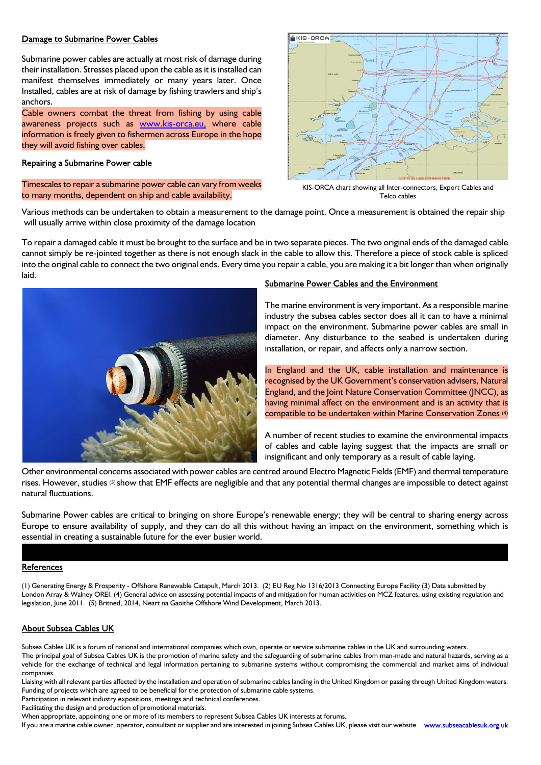## Damage to Submarine Power Cables

Submarine power cables are actually at most risk of damage during their installation. Stresses placed upon the cable as it is installed can manifest themselves immediately or many years later. Once Installed, cables are at risk of damage by fishing trawlers and ship's anchors.

Cable owners combat the threat from fishing by using cable awareness projects such as www.kis-orca.eu, where cable information is freely given to fishermen across Europe in the hope they will avoid fishing over cables.

## Repairing a Submarine Power cable

Timescales to repair a submarine power cable can vary from weeks to many months, dependent on ship and cable availability.

KIS-ORCA chart showing all Inter-connectors, Export Cables and Telco cables

Various methods can be undertaken to obtain a measurement to the damage point. Once a measurement is obtained the repair ship will usually arrive within close proximity of the damage location

To repair a damaged cable it must be brought to the surface and be in two separate pieces. The two original ends of the damaged cable cannot simply be re-jointed together as there is not enough slack in the cable to allow this. Therefore a piece of stock cable is spliced into the original cable to connect the two original ends. Every time you repair a cable, you are making it a bit longer than when originally laid.

## Submarine Power Cables and the Environment

The marine environment is very important. As a responsible marine industry the subsea cables sector does all it can to have a minimal impact on the environment. Submarine power cables are small in diameter. Any disturbance to the seabed is undertaken during installation, or repair, and affects only a narrow section.

In England and the UK, cable installation and maintenance is recognised by the UK Government's conservation advisers, Natural England, and the Joint Nature Conservation Committee (JNCC), as having minimal affect on the environment and is an activity that is compatible to be undertaken within Marine Conservation Zones [(4)]

A number of recent studies to examine the environmental impacts of cables and cable laying suggest that the impacts are small or insignificant and only temporary as a result of cable laying.

Other environmental concerns associated with power cables are centred around Electro Magnetic Fields (EMF) and thermal temperature rises. However, studies [(5)] show that EMF effects are negligible and that any potential thermal changes are impossible to detect against natural fluctuations.

Submarine Power cables are critical to bringing on shore Europe's renewable energy; they will be central to sharing energy across Europe to ensure availability of supply, and they can do all this without having an impact on the environment, something which is essential in creating a sustainable future for the ever busier world.

## References

(1) Generating Energy & Prosperity - Offshore Renewable Catapult, March 2013. (2) EU Reg No 1316/2013 Connecting Europe Facility (3) Data submitted by London Array & Walney OREI. (4) General advice on assessing potential impacts of and mitigation for human activities on MCZ features, using existing regulation and legislation, June 2011. (5) Britned, 2014, Neart na Gaoithe Offshore Wind Development, March 2013.

## About Subsea Cables UK

Subsea Cables UK is a forum of national and international companies which own, operate or service submarine cables in the UK and surrounding waters.

The principal goal of Subsea Cables UK is the promotion of marine safety and the safeguarding of submarine cables from man-made and natural hazards, serving as a vehicle for the exchange of technical and legal information pertaining to submarine systems without compromising the commercial and market aims of individual companies.

Liaising with all relevant parties affected by the installation and operation of submarine cables landing in the United Kingdom or passing through United Kingdom waters.

Funding of projects which are agreed to be beneficial for the protection of submarine cable systems.

Participation in relevant industry expositions, meetings and technical conferences.

Facilitating the design and production of promotional materials.

When appropriate, appointing one or more of its members to represent Subsea Cables UK interests at forums.

If you are a marine cable owner, operator, consultant or supplier and are interested in joining Subsea Cables UK, please visit our website www.subseacablesuk.org.uk